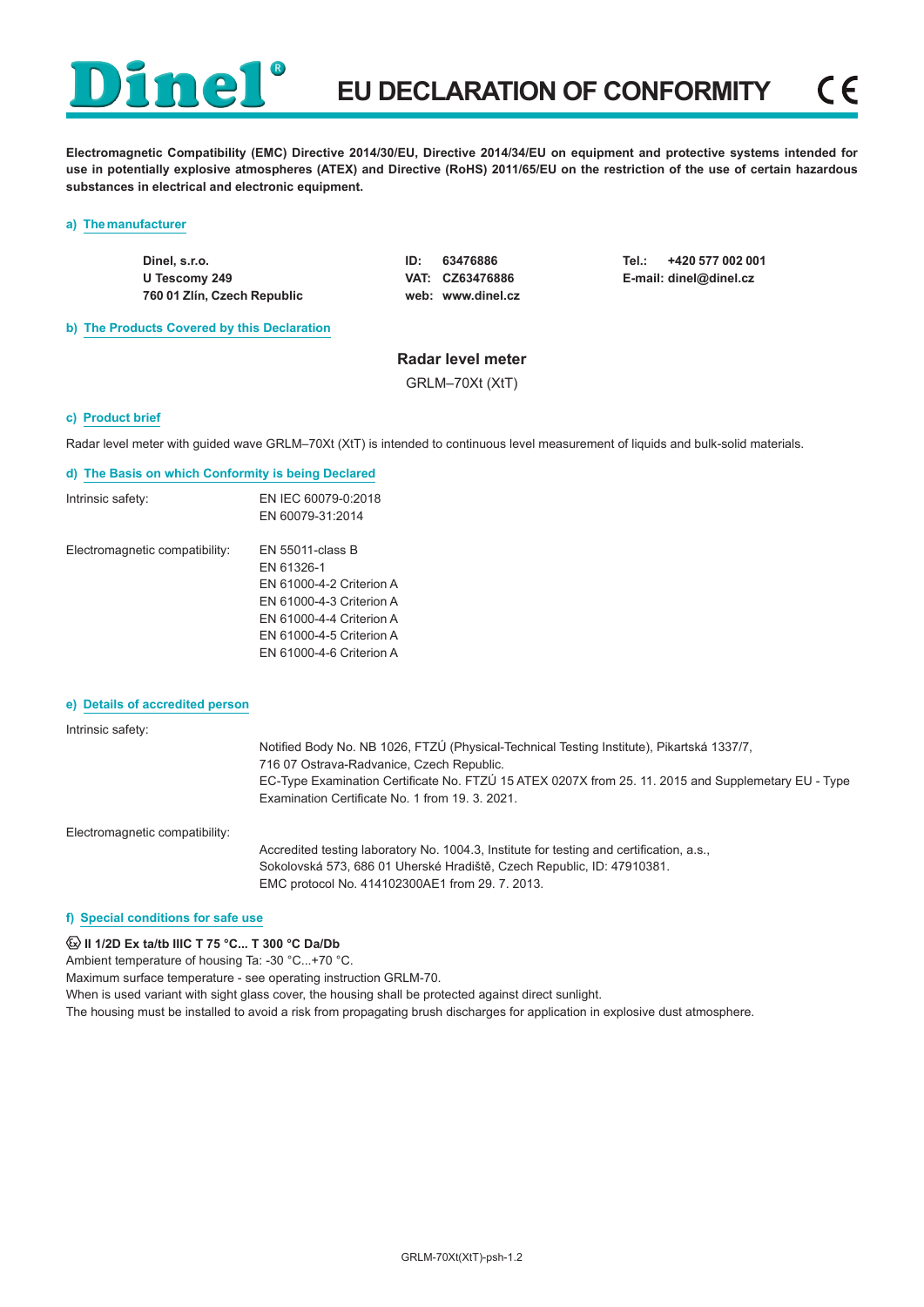# EU DECLARATION OF CONFORMITY

**Electromagnetic Compatibility (EMC) Directive 2014/30/EU, Directive 2014/34/EU on equipment and protective systems intended for use in potentially explosive atmospheres (ATEX) and Directive (RoHS) 2011/65/EU on the restriction of the use of certain hazardous substances in electrical and electronic equipment.**

## a) The manufacturer

| | | |
|---|---|---|
| **Dinel, s.r.o.** | **ID: 63476886** | **Tel.: +420 577 002 001** |
| **U Tescomy 249** | **VAT: CZ63476886** | **E-mail: dinel@dinel.cz** |
| **760 01 Zlín, Czech Republic** | **web: www.dinel.cz** | |

## b) The Products Covered by this Declaration

**Radar level meter**

GRLM–70Xt (XtT)

## c) Product brief

Radar level meter with guided wave GRLM–70Xt (XtT) is intended to continuous level measurement of liquids and bulk-solid materials.

## d) The Basis on which Conformity is being Declared

Intrinsic safety:
- EN IEC 60079-0:2018
- EN 60079-31:2014

Electromagnetic compatibility:
- EN 55011-class B
- EN 61326-1
- EN 61000-4-2 Criterion A
- EN 61000-4-3 Criterion A
- EN 61000-4-4 Criterion A
- EN 61000-4-5 Criterion A
- EN 61000-4-6 Criterion A

## e) Details of accredited person

Intrinsic safety:

Notified Body No. NB 1026, FTZÚ (Physical-Technical Testing Institute), Pikartská 1337/7, 716 07 Ostrava-Radvanice, Czech Republic.
EC-Type Examination Certificate No. FTZÚ 15 ATEX 0207X from 25. 11. 2015 and Supplemetary EU - Type Examination Certificate No. 1 from 19. 3. 2021.

Electromagnetic compatibility:

Accredited testing laboratory No. 1004.3, Institute for testing and certification, a.s., Sokolovská 573, 686 01 Uherské Hradiště, Czech Republic, ID: 47910381.
EMC protocol No. 414102300AE1 from 29. 7. 2013.

## f) Special conditions for safe use

**Ex II 1/2D Ex ta/tb IIIC T 75 °C... T 300 °C Da/Db**

Ambient temperature of housing Ta: -30 °C...+70 °C.
Maximum surface temperature - see operating instruction GRLM-70.
When is used variant with sight glass cover, the housing shall be protected against direct sunlight.
The housing must be installed to avoid a risk from propagating brush discharges for application in explosive dust atmosphere.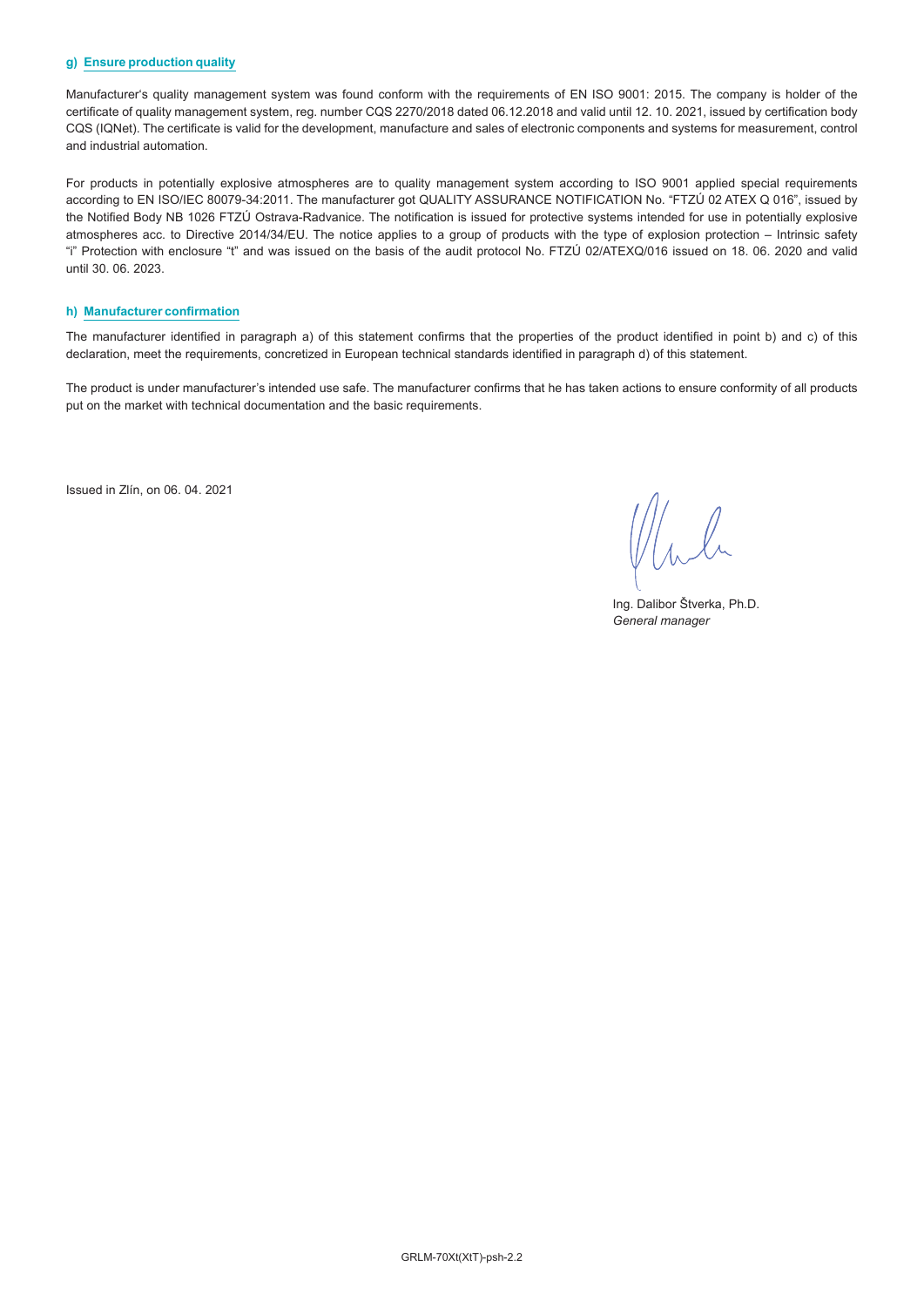### g) Ensure production quality

Manufacturer's quality management system was found conform with the requirements of EN ISO 9001: 2015. The company is holder of the certificate of quality management system, reg. number CQS 2270/2018 dated 06.12.2018 and valid until 12. 10. 2021, issued by certification body CQS (IQNet). The certificate is valid for the development, manufacture and sales of electronic components and systems for measurement, control and industrial automation.

For products in potentially explosive atmospheres are to quality management system according to ISO 9001 applied special requirements according to EN ISO/IEC 80079-34:2011. The manufacturer got QUALITY ASSURANCE NOTIFICATION No. "FTZÚ 02 ATEX Q 016", issued by the Notified Body NB 1026 FTZÚ Ostrava-Radvanice. The notification is issued for protective systems intended for use in potentially explosive atmospheres acc. to Directive 2014/34/EU. The notice applies to a group of products with the type of explosion protection – Intrinsic safety "i" Protection with enclosure "t" and was issued on the basis of the audit protocol No. FTZÚ 02/ATEXQ/016 issued on 18. 06. 2020 and valid until 30. 06. 2023.

### h) Manufacturer confirmation

The manufacturer identified in paragraph a) of this statement confirms that the properties of the product identified in point b) and c) of this declaration, meet the requirements, concretized in European technical standards identified in paragraph d) of this statement.

The product is under manufacturer's intended use safe. The manufacturer confirms that he has taken actions to ensure conformity of all products put on the market with technical documentation and the basic requirements.

Issued in Zlín, on 06. 04. 2021

Ing. Dalibor Štverka, Ph.D.
*General manager*

GRLM-70Xt(XtT)-psh-2.2